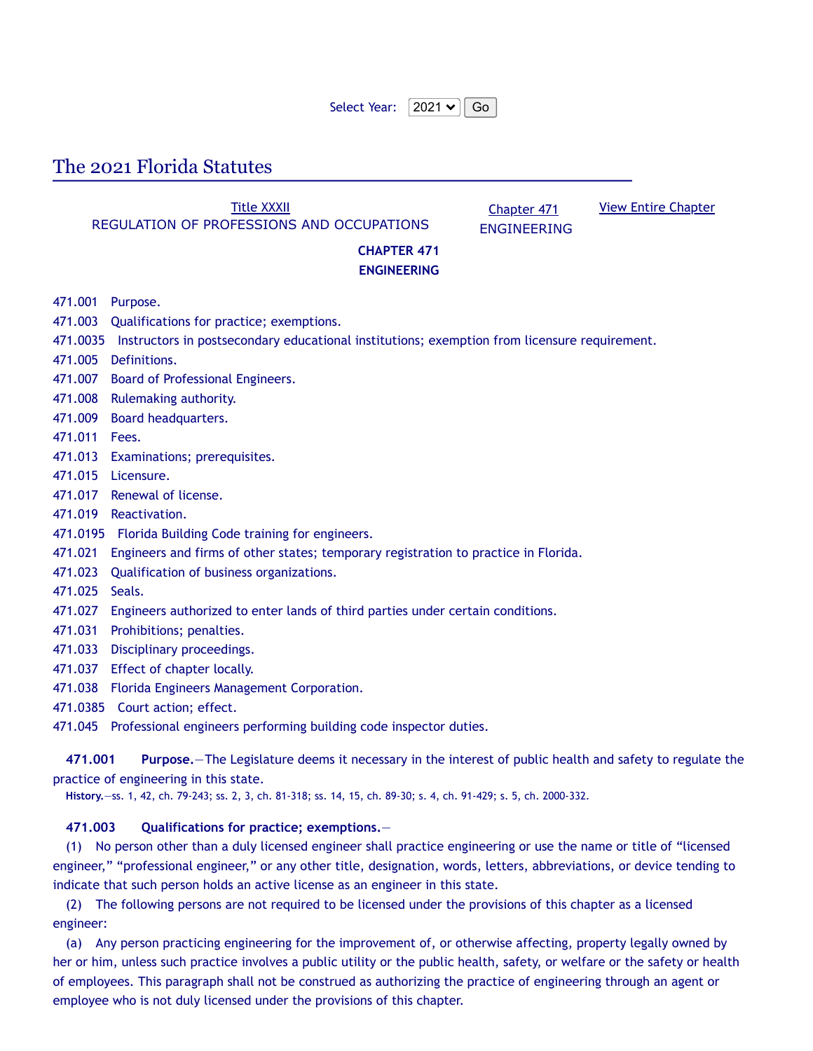Select Year: 2021 Go

# The 2021 Florida Statutes

Title XXXII
REGULATION OF PROFESSIONS AND OCCUPATIONS

Chapter 471
ENGINEERING

View Entire Chapter

## CHAPTER 471
## ENGINEERING

471.001 Purpose.
471.003 Qualifications for practice; exemptions.
471.0035 Instructors in postsecondary educational institutions; exemption from licensure requirement.
471.005 Definitions.
471.007 Board of Professional Engineers.
471.008 Rulemaking authority.
471.009 Board headquarters.
471.011 Fees.
471.013 Examinations; prerequisites.
471.015 Licensure.
471.017 Renewal of license.
471.019 Reactivation.
471.0195 Florida Building Code training for engineers.
471.021 Engineers and firms of other states; temporary registration to practice in Florida.
471.023 Qualification of business organizations.
471.025 Seals.
471.027 Engineers authorized to enter lands of third parties under certain conditions.
471.031 Prohibitions; penalties.
471.033 Disciplinary proceedings.
471.037 Effect of chapter locally.
471.038 Florida Engineers Management Corporation.
471.0385 Court action; effect.
471.045 Professional engineers performing building code inspector duties.

**471.001 Purpose.**—The Legislature deems it necessary in the interest of public health and safety to regulate the practice of engineering in this state.

**History.**—ss. 1, 42, ch. 79-243; ss. 2, 3, ch. 81-318; ss. 14, 15, ch. 89-30; s. 4, ch. 91-429; s. 5, ch. 2000-332.

**471.003 Qualifications for practice; exemptions.**—

(1) No person other than a duly licensed engineer shall practice engineering or use the name or title of "licensed engineer," "professional engineer," or any other title, designation, words, letters, abbreviations, or device tending to indicate that such person holds an active license as an engineer in this state.

(2) The following persons are not required to be licensed under the provisions of this chapter as a licensed engineer:

(a) Any person practicing engineering for the improvement of, or otherwise affecting, property legally owned by her or him, unless such practice involves a public utility or the public health, safety, or welfare or the safety or health of employees. This paragraph shall not be construed as authorizing the practice of engineering through an agent or employee who is not duly licensed under the provisions of this chapter.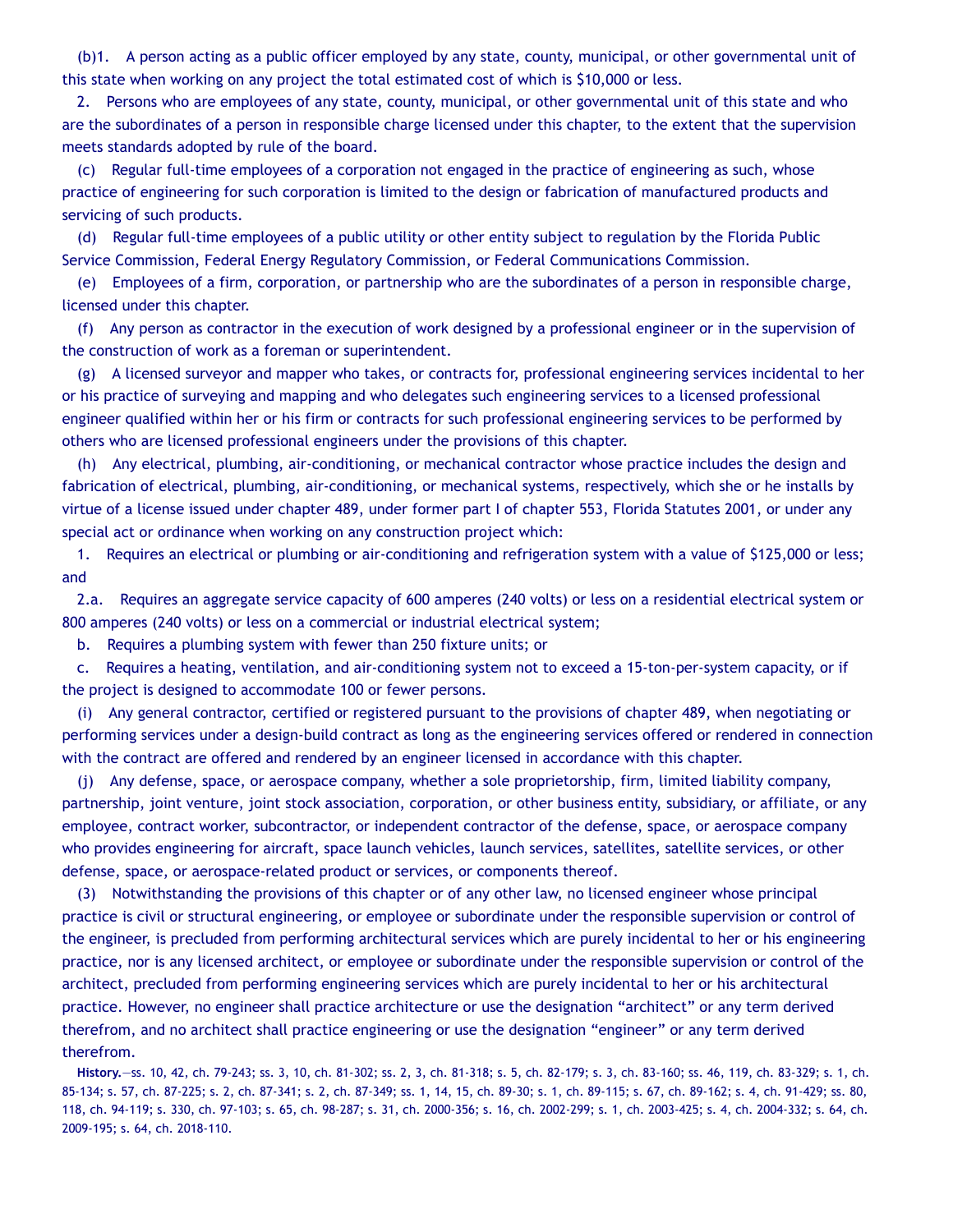(b)1. A person acting as a public officer employed by any state, county, municipal, or other governmental unit of this state when working on any project the total estimated cost of which is $10,000 or less.

2. Persons who are employees of any state, county, municipal, or other governmental unit of this state and who are the subordinates of a person in responsible charge licensed under this chapter, to the extent that the supervision meets standards adopted by rule of the board.

(c) Regular full-time employees of a corporation not engaged in the practice of engineering as such, whose practice of engineering for such corporation is limited to the design or fabrication of manufactured products and servicing of such products.

(d) Regular full-time employees of a public utility or other entity subject to regulation by the Florida Public Service Commission, Federal Energy Regulatory Commission, or Federal Communications Commission.

(e) Employees of a firm, corporation, or partnership who are the subordinates of a person in responsible charge, licensed under this chapter.

(f) Any person as contractor in the execution of work designed by a professional engineer or in the supervision of the construction of work as a foreman or superintendent.

(g) A licensed surveyor and mapper who takes, or contracts for, professional engineering services incidental to her or his practice of surveying and mapping and who delegates such engineering services to a licensed professional engineer qualified within her or his firm or contracts for such professional engineering services to be performed by others who are licensed professional engineers under the provisions of this chapter.

(h) Any electrical, plumbing, air-conditioning, or mechanical contractor whose practice includes the design and fabrication of electrical, plumbing, air-conditioning, or mechanical systems, respectively, which she or he installs by virtue of a license issued under chapter 489, under former part I of chapter 553, Florida Statutes 2001, or under any special act or ordinance when working on any construction project which:

1. Requires an electrical or plumbing or air-conditioning and refrigeration system with a value of $125,000 or less; and

2.a. Requires an aggregate service capacity of 600 amperes (240 volts) or less on a residential electrical system or 800 amperes (240 volts) or less on a commercial or industrial electrical system;

b. Requires a plumbing system with fewer than 250 fixture units; or

c. Requires a heating, ventilation, and air-conditioning system not to exceed a 15-ton-per-system capacity, or if the project is designed to accommodate 100 or fewer persons.

(i) Any general contractor, certified or registered pursuant to the provisions of chapter 489, when negotiating or performing services under a design-build contract as long as the engineering services offered or rendered in connection with the contract are offered and rendered by an engineer licensed in accordance with this chapter.

(j) Any defense, space, or aerospace company, whether a sole proprietorship, firm, limited liability company, partnership, joint venture, joint stock association, corporation, or other business entity, subsidiary, or affiliate, or any employee, contract worker, subcontractor, or independent contractor of the defense, space, or aerospace company who provides engineering for aircraft, space launch vehicles, launch services, satellites, satellite services, or other defense, space, or aerospace-related product or services, or components thereof.

(3) Notwithstanding the provisions of this chapter or of any other law, no licensed engineer whose principal practice is civil or structural engineering, or employee or subordinate under the responsible supervision or control of the engineer, is precluded from performing architectural services which are purely incidental to her or his engineering practice, nor is any licensed architect, or employee or subordinate under the responsible supervision or control of the architect, precluded from performing engineering services which are purely incidental to her or his architectural practice. However, no engineer shall practice architecture or use the designation "architect" or any term derived therefrom, and no architect shall practice engineering or use the designation "engineer" or any term derived therefrom.

**History.**—ss. 10, 42, ch. 79-243; ss. 3, 10, ch. 81-302; ss. 2, 3, ch. 81-318; s. 5, ch. 82-179; s. 3, ch. 83-160; ss. 46, 119, ch. 83-329; s. 1, ch. 85-134; s. 57, ch. 87-225; s. 2, ch. 87-341; s. 2, ch. 87-349; ss. 1, 14, 15, ch. 89-30; s. 1, ch. 89-115; s. 67, ch. 89-162; s. 4, ch. 91-429; ss. 80, 118, ch. 94-119; s. 330, ch. 97-103; s. 65, ch. 98-287; s. 31, ch. 2000-356; s. 16, ch. 2002-299; s. 1, ch. 2003-425; s. 4, ch. 2004-332; s. 64, ch. 2009-195; s. 64, ch. 2018-110.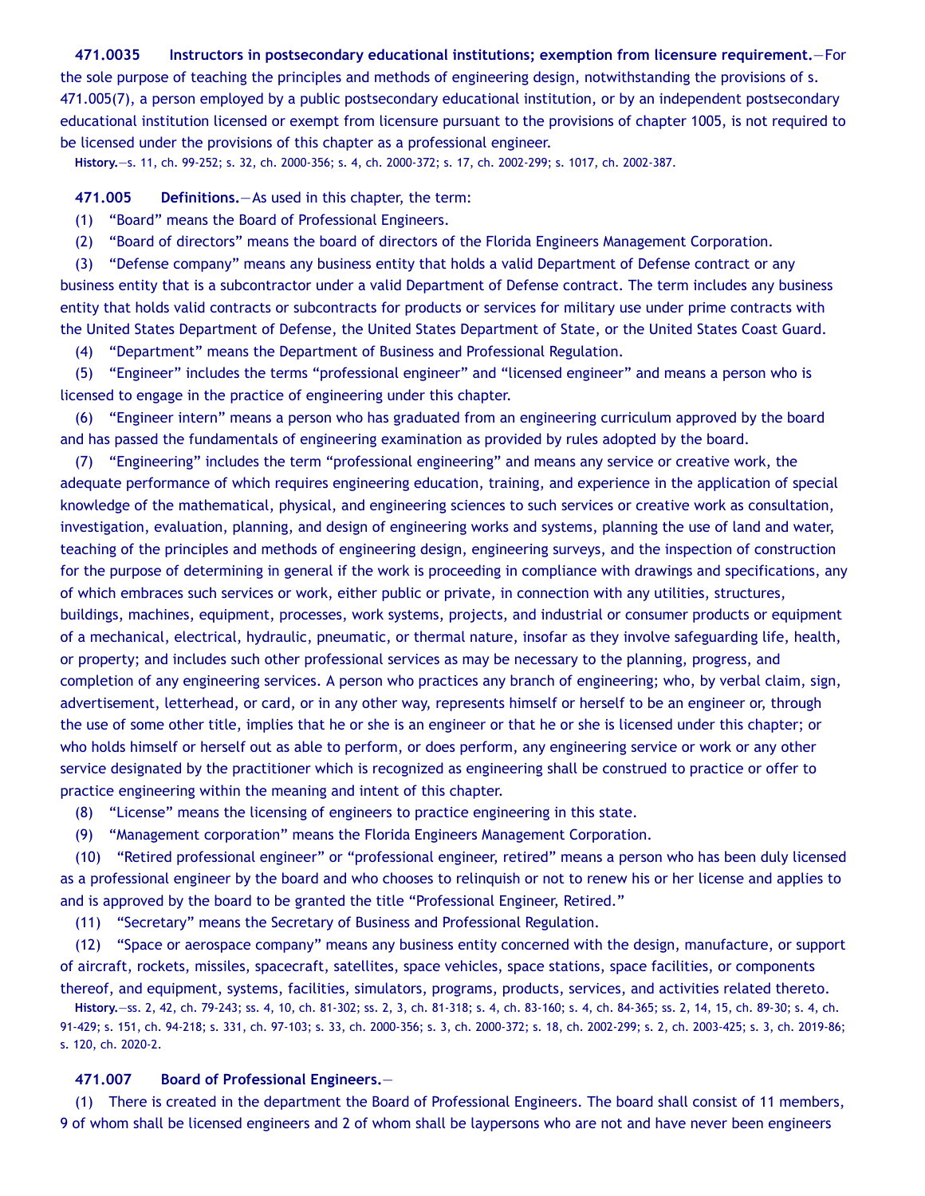**471.0035 Instructors in postsecondary educational institutions; exemption from licensure requirement.**—For the sole purpose of teaching the principles and methods of engineering design, notwithstanding the provisions of s. 471.005(7), a person employed by a public postsecondary educational institution, or by an independent postsecondary educational institution licensed or exempt from licensure pursuant to the provisions of chapter 1005, is not required to be licensed under the provisions of this chapter as a professional engineer.

**History.**—s. 11, ch. 99-252; s. 32, ch. 2000-356; s. 4, ch. 2000-372; s. 17, ch. 2002-299; s. 1017, ch. 2002-387.

**471.005 Definitions.**—As used in this chapter, the term:

(1) "Board" means the Board of Professional Engineers.

(2) "Board of directors" means the board of directors of the Florida Engineers Management Corporation.

(3) "Defense company" means any business entity that holds a valid Department of Defense contract or any business entity that is a subcontractor under a valid Department of Defense contract. The term includes any business entity that holds valid contracts or subcontracts for products or services for military use under prime contracts with the United States Department of Defense, the United States Department of State, or the United States Coast Guard.

(4) "Department" means the Department of Business and Professional Regulation.

(5) "Engineer" includes the terms "professional engineer" and "licensed engineer" and means a person who is licensed to engage in the practice of engineering under this chapter.

(6) "Engineer intern" means a person who has graduated from an engineering curriculum approved by the board and has passed the fundamentals of engineering examination as provided by rules adopted by the board.

(7) "Engineering" includes the term "professional engineering" and means any service or creative work, the adequate performance of which requires engineering education, training, and experience in the application of special knowledge of the mathematical, physical, and engineering sciences to such services or creative work as consultation, investigation, evaluation, planning, and design of engineering works and systems, planning the use of land and water, teaching of the principles and methods of engineering design, engineering surveys, and the inspection of construction for the purpose of determining in general if the work is proceeding in compliance with drawings and specifications, any of which embraces such services or work, either public or private, in connection with any utilities, structures, buildings, machines, equipment, processes, work systems, projects, and industrial or consumer products or equipment of a mechanical, electrical, hydraulic, pneumatic, or thermal nature, insofar as they involve safeguarding life, health, or property; and includes such other professional services as may be necessary to the planning, progress, and completion of any engineering services. A person who practices any branch of engineering; who, by verbal claim, sign, advertisement, letterhead, or card, or in any other way, represents himself or herself to be an engineer or, through the use of some other title, implies that he or she is an engineer or that he or she is licensed under this chapter; or who holds himself or herself out as able to perform, or does perform, any engineering service or work or any other service designated by the practitioner which is recognized as engineering shall be construed to practice or offer to practice engineering within the meaning and intent of this chapter.

(8) "License" means the licensing of engineers to practice engineering in this state.

(9) "Management corporation" means the Florida Engineers Management Corporation.

(10) "Retired professional engineer" or "professional engineer, retired" means a person who has been duly licensed as a professional engineer by the board and who chooses to relinquish or not to renew his or her license and applies to and is approved by the board to be granted the title "Professional Engineer, Retired."

(11) "Secretary" means the Secretary of Business and Professional Regulation.

(12) "Space or aerospace company" means any business entity concerned with the design, manufacture, or support of aircraft, rockets, missiles, spacecraft, satellites, space vehicles, space stations, space facilities, or components thereof, and equipment, systems, facilities, simulators, programs, products, services, and activities related thereto.

**History.**—ss. 2, 42, ch. 79-243; ss. 4, 10, ch. 81-302; ss. 2, 3, ch. 81-318; s. 4, ch. 83-160; s. 4, ch. 84-365; ss. 2, 14, 15, ch. 89-30; s. 4, ch. 91-429; s. 151, ch. 94-218; s. 331, ch. 97-103; s. 33, ch. 2000-356; s. 3, ch. 2000-372; s. 18, ch. 2002-299; s. 2, ch. 2003-425; s. 3, ch. 2019-86; s. 120, ch. 2020-2.

**471.007 Board of Professional Engineers.**—

(1) There is created in the department the Board of Professional Engineers. The board shall consist of 11 members, 9 of whom shall be licensed engineers and 2 of whom shall be laypersons who are not and have never been engineers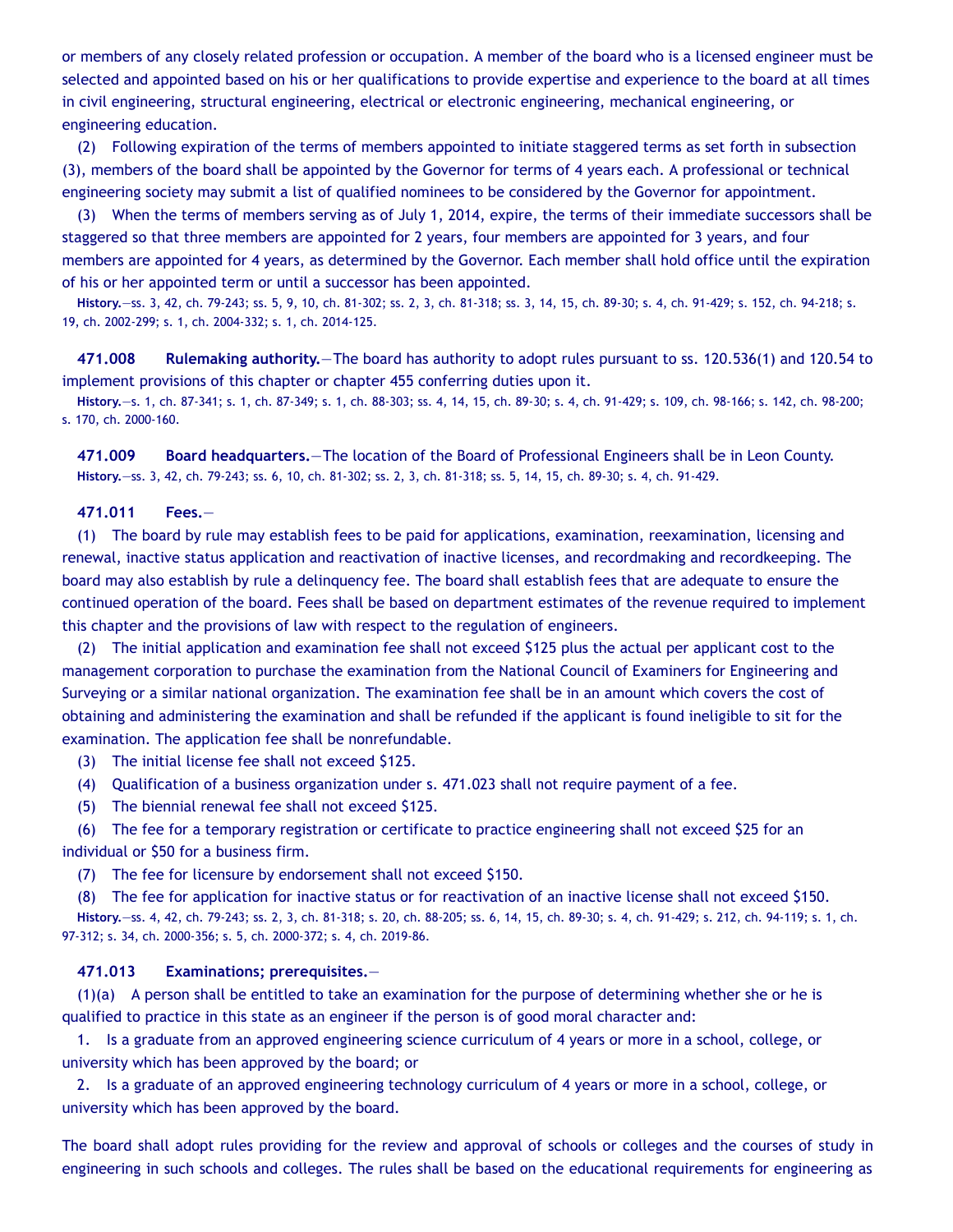or members of any closely related profession or occupation. A member of the board who is a licensed engineer must be selected and appointed based on his or her qualifications to provide expertise and experience to the board at all times in civil engineering, structural engineering, electrical or electronic engineering, mechanical engineering, or engineering education.

(2) Following expiration of the terms of members appointed to initiate staggered terms as set forth in subsection (3), members of the board shall be appointed by the Governor for terms of 4 years each. A professional or technical engineering society may submit a list of qualified nominees to be considered by the Governor for appointment.

(3) When the terms of members serving as of July 1, 2014, expire, the terms of their immediate successors shall be staggered so that three members are appointed for 2 years, four members are appointed for 3 years, and four members are appointed for 4 years, as determined by the Governor. Each member shall hold office until the expiration of his or her appointed term or until a successor has been appointed.

**History.**—ss. 3, 42, ch. 79-243; ss. 5, 9, 10, ch. 81-302; ss. 2, 3, ch. 81-318; ss. 3, 14, 15, ch. 89-30; s. 4, ch. 91-429; s. 152, ch. 94-218; s. 19, ch. 2002-299; s. 1, ch. 2004-332; s. 1, ch. 2014-125.

**471.008 Rulemaking authority.**—The board has authority to adopt rules pursuant to ss. 120.536(1) and 120.54 to implement provisions of this chapter or chapter 455 conferring duties upon it.

**History.**—s. 1, ch. 87-341; s. 1, ch. 87-349; s. 1, ch. 88-303; ss. 4, 14, 15, ch. 89-30; s. 4, ch. 91-429; s. 109, ch. 98-166; s. 142, ch. 98-200; s. 170, ch. 2000-160.

**471.009 Board headquarters.**—The location of the Board of Professional Engineers shall be in Leon County.

**History.**—ss. 3, 42, ch. 79-243; ss. 6, 10, ch. 81-302; ss. 2, 3, ch. 81-318; ss. 5, 14, 15, ch. 89-30; s. 4, ch. 91-429.

**471.011 Fees.**—

(1) The board by rule may establish fees to be paid for applications, examination, reexamination, licensing and renewal, inactive status application and reactivation of inactive licenses, and recordmaking and recordkeeping. The board may also establish by rule a delinquency fee. The board shall establish fees that are adequate to ensure the continued operation of the board. Fees shall be based on department estimates of the revenue required to implement this chapter and the provisions of law with respect to the regulation of engineers.

(2) The initial application and examination fee shall not exceed $125 plus the actual per applicant cost to the management corporation to purchase the examination from the National Council of Examiners for Engineering and Surveying or a similar national organization. The examination fee shall be in an amount which covers the cost of obtaining and administering the examination and shall be refunded if the applicant is found ineligible to sit for the examination. The application fee shall be nonrefundable.

(3) The initial license fee shall not exceed $125.

(4) Qualification of a business organization under s. 471.023 shall not require payment of a fee.

(5) The biennial renewal fee shall not exceed $125.

(6) The fee for a temporary registration or certificate to practice engineering shall not exceed $25 for an individual or $50 for a business firm.

(7) The fee for licensure by endorsement shall not exceed $150.

(8) The fee for application for inactive status or for reactivation of an inactive license shall not exceed $150.

**History.**—ss. 4, 42, ch. 79-243; ss. 2, 3, ch. 81-318; s. 20, ch. 88-205; ss. 6, 14, 15, ch. 89-30; s. 4, ch. 91-429; s. 212, ch. 94-119; s. 1, ch. 97-312; s. 34, ch. 2000-356; s. 5, ch. 2000-372; s. 4, ch. 2019-86.

**471.013 Examinations; prerequisites.**—

(1)(a) A person shall be entitled to take an examination for the purpose of determining whether she or he is qualified to practice in this state as an engineer if the person is of good moral character and:

1. Is a graduate from an approved engineering science curriculum of 4 years or more in a school, college, or university which has been approved by the board; or

2. Is a graduate of an approved engineering technology curriculum of 4 years or more in a school, college, or university which has been approved by the board.

The board shall adopt rules providing for the review and approval of schools or colleges and the courses of study in engineering in such schools and colleges. The rules shall be based on the educational requirements for engineering as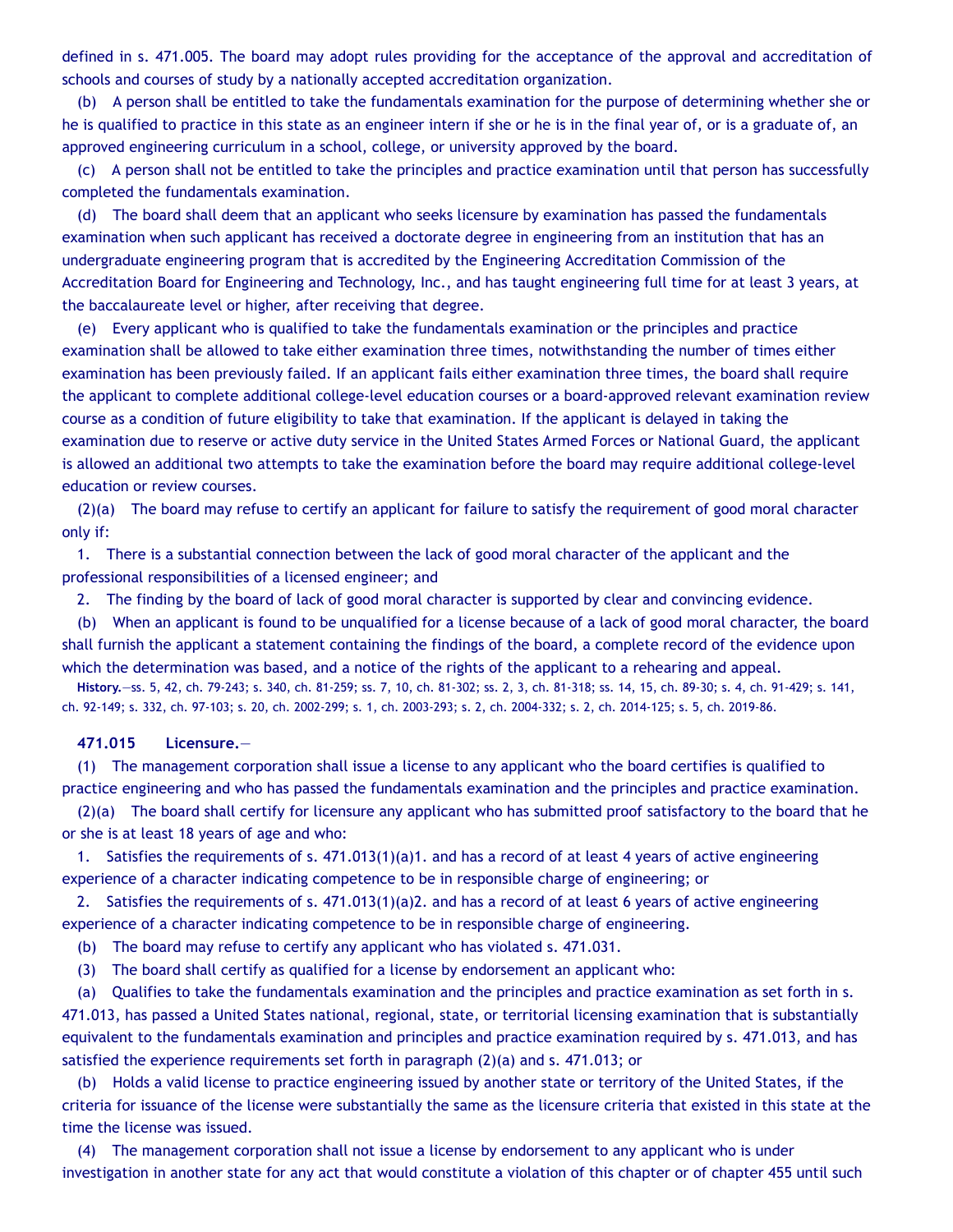defined in s. 471.005. The board may adopt rules providing for the acceptance of the approval and accreditation of schools and courses of study by a nationally accepted accreditation organization.

(b) A person shall be entitled to take the fundamentals examination for the purpose of determining whether she or he is qualified to practice in this state as an engineer intern if she or he is in the final year of, or is a graduate of, an approved engineering curriculum in a school, college, or university approved by the board.

(c) A person shall not be entitled to take the principles and practice examination until that person has successfully completed the fundamentals examination.

(d) The board shall deem that an applicant who seeks licensure by examination has passed the fundamentals examination when such applicant has received a doctorate degree in engineering from an institution that has an undergraduate engineering program that is accredited by the Engineering Accreditation Commission of the Accreditation Board for Engineering and Technology, Inc., and has taught engineering full time for at least 3 years, at the baccalaureate level or higher, after receiving that degree.

(e) Every applicant who is qualified to take the fundamentals examination or the principles and practice examination shall be allowed to take either examination three times, notwithstanding the number of times either examination has been previously failed. If an applicant fails either examination three times, the board shall require the applicant to complete additional college-level education courses or a board-approved relevant examination review course as a condition of future eligibility to take that examination. If the applicant is delayed in taking the examination due to reserve or active duty service in the United States Armed Forces or National Guard, the applicant is allowed an additional two attempts to take the examination before the board may require additional college-level education or review courses.

(2)(a) The board may refuse to certify an applicant for failure to satisfy the requirement of good moral character only if:

1. There is a substantial connection between the lack of good moral character of the applicant and the professional responsibilities of a licensed engineer; and

2. The finding by the board of lack of good moral character is supported by clear and convincing evidence.

(b) When an applicant is found to be unqualified for a license because of a lack of good moral character, the board shall furnish the applicant a statement containing the findings of the board, a complete record of the evidence upon which the determination was based, and a notice of the rights of the applicant to a rehearing and appeal.

**History.**—ss. 5, 42, ch. 79-243; s. 340, ch. 81-259; ss. 7, 10, ch. 81-302; ss. 2, 3, ch. 81-318; ss. 14, 15, ch. 89-30; s. 4, ch. 91-429; s. 141, ch. 92-149; s. 332, ch. 97-103; s. 20, ch. 2002-299; s. 1, ch. 2003-293; s. 2, ch. 2004-332; s. 2, ch. 2014-125; s. 5, ch. 2019-86.

**471.015 Licensure.**—

(1) The management corporation shall issue a license to any applicant who the board certifies is qualified to practice engineering and who has passed the fundamentals examination and the principles and practice examination.

(2)(a) The board shall certify for licensure any applicant who has submitted proof satisfactory to the board that he or she is at least 18 years of age and who:

1. Satisfies the requirements of s. 471.013(1)(a)1. and has a record of at least 4 years of active engineering experience of a character indicating competence to be in responsible charge of engineering; or

2. Satisfies the requirements of s. 471.013(1)(a)2. and has a record of at least 6 years of active engineering experience of a character indicating competence to be in responsible charge of engineering.

(b) The board may refuse to certify any applicant who has violated s. 471.031.

(3) The board shall certify as qualified for a license by endorsement an applicant who:

(a) Qualifies to take the fundamentals examination and the principles and practice examination as set forth in s. 471.013, has passed a United States national, regional, state, or territorial licensing examination that is substantially equivalent to the fundamentals examination and principles and practice examination required by s. 471.013, and has satisfied the experience requirements set forth in paragraph (2)(a) and s. 471.013; or

(b) Holds a valid license to practice engineering issued by another state or territory of the United States, if the criteria for issuance of the license were substantially the same as the licensure criteria that existed in this state at the time the license was issued.

(4) The management corporation shall not issue a license by endorsement to any applicant who is under investigation in another state for any act that would constitute a violation of this chapter or of chapter 455 until such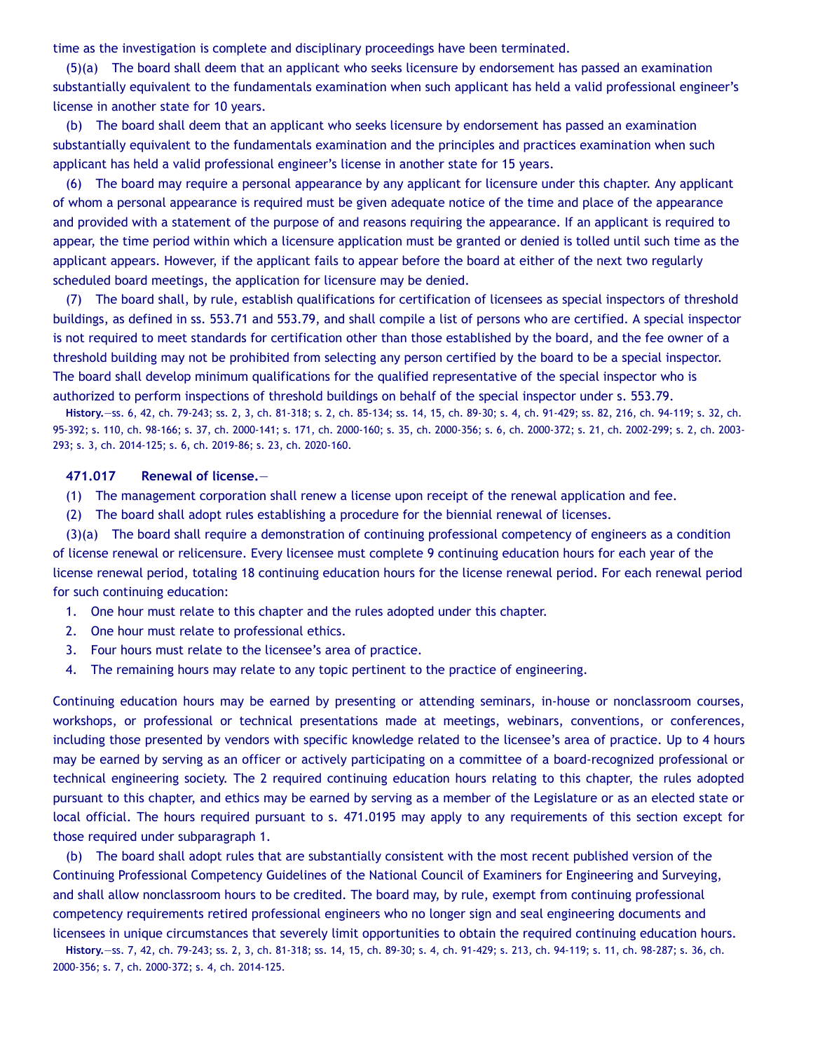time as the investigation is complete and disciplinary proceedings have been terminated.

(5)(a) The board shall deem that an applicant who seeks licensure by endorsement has passed an examination substantially equivalent to the fundamentals examination when such applicant has held a valid professional engineer's license in another state for 10 years.

(b) The board shall deem that an applicant who seeks licensure by endorsement has passed an examination substantially equivalent to the fundamentals examination and the principles and practices examination when such applicant has held a valid professional engineer's license in another state for 15 years.

(6) The board may require a personal appearance by any applicant for licensure under this chapter. Any applicant of whom a personal appearance is required must be given adequate notice of the time and place of the appearance and provided with a statement of the purpose of and reasons requiring the appearance. If an applicant is required to appear, the time period within which a licensure application must be granted or denied is tolled until such time as the applicant appears. However, if the applicant fails to appear before the board at either of the next two regularly scheduled board meetings, the application for licensure may be denied.

(7) The board shall, by rule, establish qualifications for certification of licensees as special inspectors of threshold buildings, as defined in ss. 553.71 and 553.79, and shall compile a list of persons who are certified. A special inspector is not required to meet standards for certification other than those established by the board, and the fee owner of a threshold building may not be prohibited from selecting any person certified by the board to be a special inspector. The board shall develop minimum qualifications for the qualified representative of the special inspector who is authorized to perform inspections of threshold buildings on behalf of the special inspector under s. 553.79.

**History.**—ss. 6, 42, ch. 79-243; ss. 2, 3, ch. 81-318; s. 2, ch. 85-134; ss. 14, 15, ch. 89-30; s. 4, ch. 91-429; ss. 82, 216, ch. 94-119; s. 32, ch. 95-392; s. 110, ch. 98-166; s. 37, ch. 2000-141; s. 171, ch. 2000-160; s. 35, ch. 2000-356; s. 6, ch. 2000-372; s. 21, ch. 2002-299; s. 2, ch. 2003-293; s. 3, ch. 2014-125; s. 6, ch. 2019-86; s. 23, ch. 2020-160.

**471.017 Renewal of license.**—

(1) The management corporation shall renew a license upon receipt of the renewal application and fee.

(2) The board shall adopt rules establishing a procedure for the biennial renewal of licenses.

(3)(a) The board shall require a demonstration of continuing professional competency of engineers as a condition of license renewal or relicensure. Every licensee must complete 9 continuing education hours for each year of the license renewal period, totaling 18 continuing education hours for the license renewal period. For each renewal period for such continuing education:

1. One hour must relate to this chapter and the rules adopted under this chapter.
2. One hour must relate to professional ethics.
3. Four hours must relate to the licensee's area of practice.
4. The remaining hours may relate to any topic pertinent to the practice of engineering.

Continuing education hours may be earned by presenting or attending seminars, in-house or nonclassroom courses, workshops, or professional or technical presentations made at meetings, webinars, conventions, or conferences, including those presented by vendors with specific knowledge related to the licensee's area of practice. Up to 4 hours may be earned by serving as an officer or actively participating on a committee of a board-recognized professional or technical engineering society. The 2 required continuing education hours relating to this chapter, the rules adopted pursuant to this chapter, and ethics may be earned by serving as a member of the Legislature or as an elected state or local official. The hours required pursuant to s. 471.0195 may apply to any requirements of this section except for those required under subparagraph 1.

(b) The board shall adopt rules that are substantially consistent with the most recent published version of the Continuing Professional Competency Guidelines of the National Council of Examiners for Engineering and Surveying, and shall allow nonclassroom hours to be credited. The board may, by rule, exempt from continuing professional competency requirements retired professional engineers who no longer sign and seal engineering documents and licensees in unique circumstances that severely limit opportunities to obtain the required continuing education hours.

**History.**—ss. 7, 42, ch. 79-243; ss. 2, 3, ch. 81-318; ss. 14, 15, ch. 89-30; s. 4, ch. 91-429; s. 213, ch. 94-119; s. 11, ch. 98-287; s. 36, ch. 2000-356; s. 7, ch. 2000-372; s. 4, ch. 2014-125.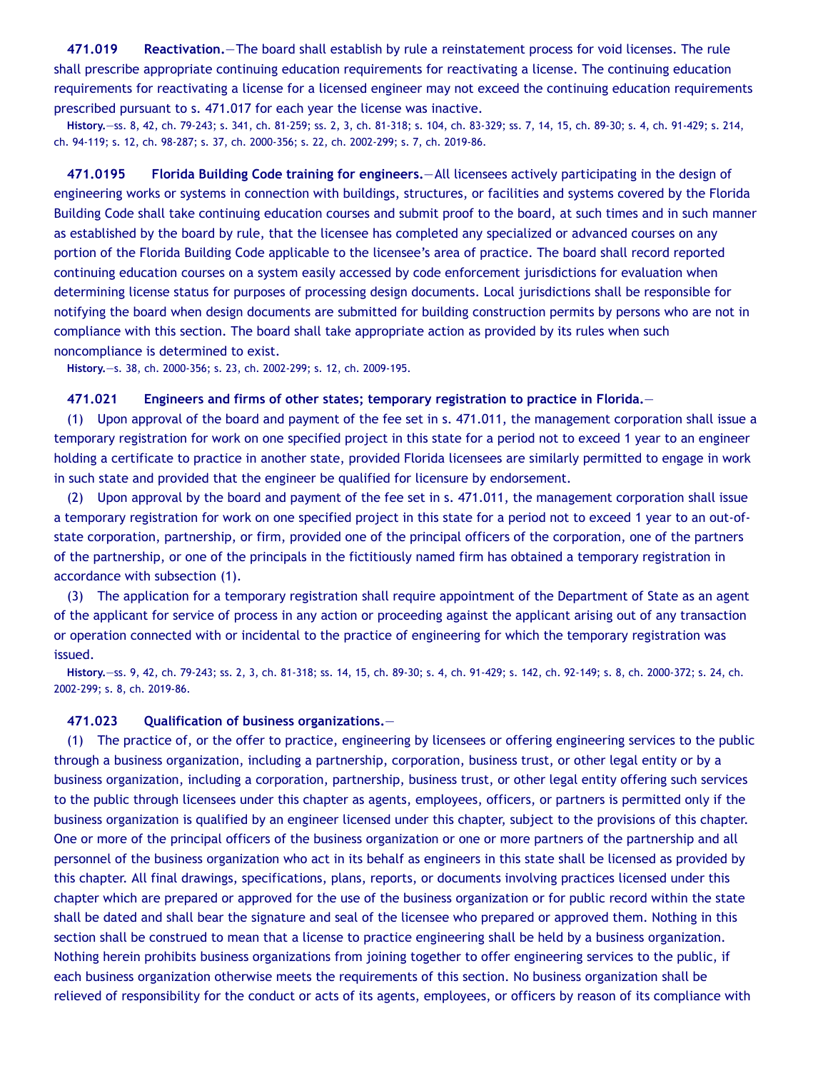**471.019 Reactivation.**—The board shall establish by rule a reinstatement process for void licenses. The rule shall prescribe appropriate continuing education requirements for reactivating a license. The continuing education requirements for reactivating a license for a licensed engineer may not exceed the continuing education requirements prescribed pursuant to s. 471.017 for each year the license was inactive.

**History.**—ss. 8, 42, ch. 79-243; s. 341, ch. 81-259; ss. 2, 3, ch. 81-318; s. 104, ch. 83-329; ss. 7, 14, 15, ch. 89-30; s. 4, ch. 91-429; s. 214, ch. 94-119; s. 12, ch. 98-287; s. 37, ch. 2000-356; s. 22, ch. 2002-299; s. 7, ch. 2019-86.

**471.0195 Florida Building Code training for engineers.**—All licensees actively participating in the design of engineering works or systems in connection with buildings, structures, or facilities and systems covered by the Florida Building Code shall take continuing education courses and submit proof to the board, at such times and in such manner as established by the board by rule, that the licensee has completed any specialized or advanced courses on any portion of the Florida Building Code applicable to the licensee's area of practice. The board shall record reported continuing education courses on a system easily accessed by code enforcement jurisdictions for evaluation when determining license status for purposes of processing design documents. Local jurisdictions shall be responsible for notifying the board when design documents are submitted for building construction permits by persons who are not in compliance with this section. The board shall take appropriate action as provided by its rules when such noncompliance is determined to exist.

**History.**—s. 38, ch. 2000-356; s. 23, ch. 2002-299; s. 12, ch. 2009-195.

**471.021 Engineers and firms of other states; temporary registration to practice in Florida.**—

(1) Upon approval of the board and payment of the fee set in s. 471.011, the management corporation shall issue a temporary registration for work on one specified project in this state for a period not to exceed 1 year to an engineer holding a certificate to practice in another state, provided Florida licensees are similarly permitted to engage in work in such state and provided that the engineer be qualified for licensure by endorsement.

(2) Upon approval by the board and payment of the fee set in s. 471.011, the management corporation shall issue a temporary registration for work on one specified project in this state for a period not to exceed 1 year to an out-of-state corporation, partnership, or firm, provided one of the principal officers of the corporation, one of the partners of the partnership, or one of the principals in the fictitiously named firm has obtained a temporary registration in accordance with subsection (1).

(3) The application for a temporary registration shall require appointment of the Department of State as an agent of the applicant for service of process in any action or proceeding against the applicant arising out of any transaction or operation connected with or incidental to the practice of engineering for which the temporary registration was issued.

**History.**—ss. 9, 42, ch. 79-243; ss. 2, 3, ch. 81-318; ss. 14, 15, ch. 89-30; s. 4, ch. 91-429; s. 142, ch. 92-149; s. 8, ch. 2000-372; s. 24, ch. 2002-299; s. 8, ch. 2019-86.

**471.023 Qualification of business organizations.**—

(1) The practice of, or the offer to practice, engineering by licensees or offering engineering services to the public through a business organization, including a partnership, corporation, business trust, or other legal entity or by a business organization, including a corporation, partnership, business trust, or other legal entity offering such services to the public through licensees under this chapter as agents, employees, officers, or partners is permitted only if the business organization is qualified by an engineer licensed under this chapter, subject to the provisions of this chapter. One or more of the principal officers of the business organization or one or more partners of the partnership and all personnel of the business organization who act in its behalf as engineers in this state shall be licensed as provided by this chapter. All final drawings, specifications, plans, reports, or documents involving practices licensed under this chapter which are prepared or approved for the use of the business organization or for public record within the state shall be dated and shall bear the signature and seal of the licensee who prepared or approved them. Nothing in this section shall be construed to mean that a license to practice engineering shall be held by a business organization. Nothing herein prohibits business organizations from joining together to offer engineering services to the public, if each business organization otherwise meets the requirements of this section. No business organization shall be relieved of responsibility for the conduct or acts of its agents, employees, or officers by reason of its compliance with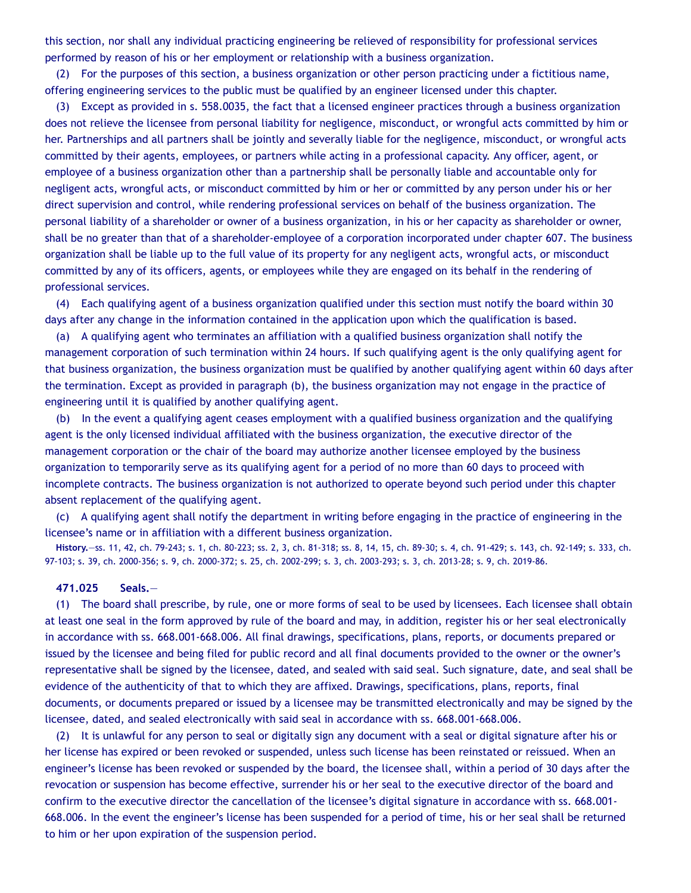this section, nor shall any individual practicing engineering be relieved of responsibility for professional services performed by reason of his or her employment or relationship with a business organization.

(2) For the purposes of this section, a business organization or other person practicing under a fictitious name, offering engineering services to the public must be qualified by an engineer licensed under this chapter.

(3) Except as provided in s. 558.0035, the fact that a licensed engineer practices through a business organization does not relieve the licensee from personal liability for negligence, misconduct, or wrongful acts committed by him or her. Partnerships and all partners shall be jointly and severally liable for the negligence, misconduct, or wrongful acts committed by their agents, employees, or partners while acting in a professional capacity. Any officer, agent, or employee of a business organization other than a partnership shall be personally liable and accountable only for negligent acts, wrongful acts, or misconduct committed by him or her or committed by any person under his or her direct supervision and control, while rendering professional services on behalf of the business organization. The personal liability of a shareholder or owner of a business organization, in his or her capacity as shareholder or owner, shall be no greater than that of a shareholder-employee of a corporation incorporated under chapter 607. The business organization shall be liable up to the full value of its property for any negligent acts, wrongful acts, or misconduct committed by any of its officers, agents, or employees while they are engaged on its behalf in the rendering of professional services.

(4) Each qualifying agent of a business organization qualified under this section must notify the board within 30 days after any change in the information contained in the application upon which the qualification is based.

(a) A qualifying agent who terminates an affiliation with a qualified business organization shall notify the management corporation of such termination within 24 hours. If such qualifying agent is the only qualifying agent for that business organization, the business organization must be qualified by another qualifying agent within 60 days after the termination. Except as provided in paragraph (b), the business organization may not engage in the practice of engineering until it is qualified by another qualifying agent.

(b) In the event a qualifying agent ceases employment with a qualified business organization and the qualifying agent is the only licensed individual affiliated with the business organization, the executive director of the management corporation or the chair of the board may authorize another licensee employed by the business organization to temporarily serve as its qualifying agent for a period of no more than 60 days to proceed with incomplete contracts. The business organization is not authorized to operate beyond such period under this chapter absent replacement of the qualifying agent.

(c) A qualifying agent shall notify the department in writing before engaging in the practice of engineering in the licensee's name or in affiliation with a different business organization.

**History.**—ss. 11, 42, ch. 79-243; s. 1, ch. 80-223; ss. 2, 3, ch. 81-318; ss. 8, 14, 15, ch. 89-30; s. 4, ch. 91-429; s. 143, ch. 92-149; s. 333, ch. 97-103; s. 39, ch. 2000-356; s. 9, ch. 2000-372; s. 25, ch. 2002-299; s. 3, ch. 2003-293; s. 3, ch. 2013-28; s. 9, ch. 2019-86.

**471.025 Seals.**—

(1) The board shall prescribe, by rule, one or more forms of seal to be used by licensees. Each licensee shall obtain at least one seal in the form approved by rule of the board and may, in addition, register his or her seal electronically in accordance with ss. 668.001-668.006. All final drawings, specifications, plans, reports, or documents prepared or issued by the licensee and being filed for public record and all final documents provided to the owner or the owner's representative shall be signed by the licensee, dated, and sealed with said seal. Such signature, date, and seal shall be evidence of the authenticity of that to which they are affixed. Drawings, specifications, plans, reports, final documents, or documents prepared or issued by a licensee may be transmitted electronically and may be signed by the licensee, dated, and sealed electronically with said seal in accordance with ss. 668.001-668.006.

(2) It is unlawful for any person to seal or digitally sign any document with a seal or digital signature after his or her license has expired or been revoked or suspended, unless such license has been reinstated or reissued. When an engineer's license has been revoked or suspended by the board, the licensee shall, within a period of 30 days after the revocation or suspension has become effective, surrender his or her seal to the executive director of the board and confirm to the executive director the cancellation of the licensee's digital signature in accordance with ss. 668.001-668.006. In the event the engineer's license has been suspended for a period of time, his or her seal shall be returned to him or her upon expiration of the suspension period.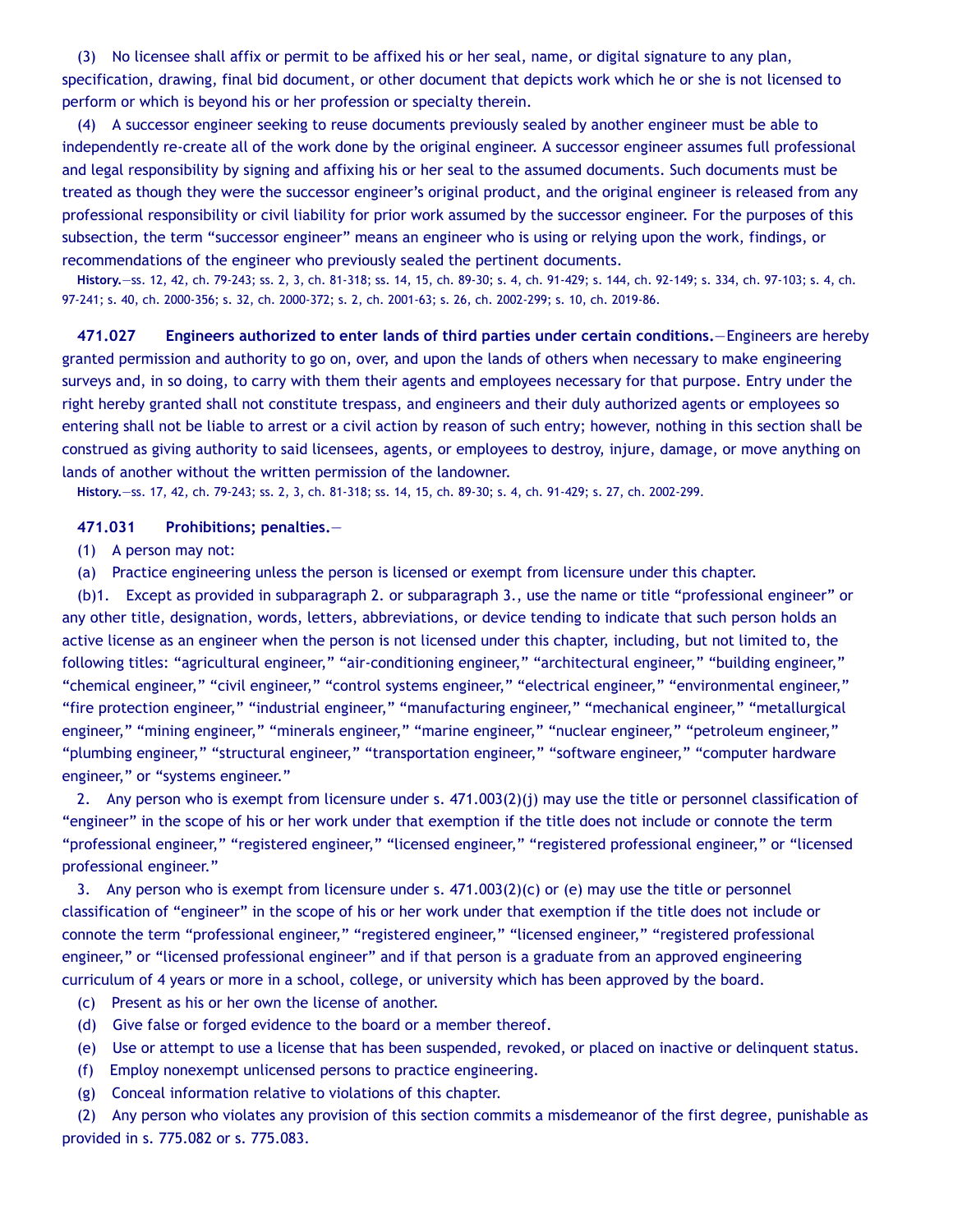(3) No licensee shall affix or permit to be affixed his or her seal, name, or digital signature to any plan, specification, drawing, final bid document, or other document that depicts work which he or she is not licensed to perform or which is beyond his or her profession or specialty therein.

(4) A successor engineer seeking to reuse documents previously sealed by another engineer must be able to independently re-create all of the work done by the original engineer. A successor engineer assumes full professional and legal responsibility by signing and affixing his or her seal to the assumed documents. Such documents must be treated as though they were the successor engineer's original product, and the original engineer is released from any professional responsibility or civil liability for prior work assumed by the successor engineer. For the purposes of this subsection, the term "successor engineer" means an engineer who is using or relying upon the work, findings, or recommendations of the engineer who previously sealed the pertinent documents.

**History.**—ss. 12, 42, ch. 79-243; ss. 2, 3, ch. 81-318; ss. 14, 15, ch. 89-30; s. 4, ch. 91-429; s. 144, ch. 92-149; s. 334, ch. 97-103; s. 4, ch. 97-241; s. 40, ch. 2000-356; s. 32, ch. 2000-372; s. 2, ch. 2001-63; s. 26, ch. 2002-299; s. 10, ch. 2019-86.

**471.027 Engineers authorized to enter lands of third parties under certain conditions.**—Engineers are hereby granted permission and authority to go on, over, and upon the lands of others when necessary to make engineering surveys and, in so doing, to carry with them their agents and employees necessary for that purpose. Entry under the right hereby granted shall not constitute trespass, and engineers and their duly authorized agents or employees so entering shall not be liable to arrest or a civil action by reason of such entry; however, nothing in this section shall be construed as giving authority to said licensees, agents, or employees to destroy, injure, damage, or move anything on lands of another without the written permission of the landowner.

**History.**—ss. 17, 42, ch. 79-243; ss. 2, 3, ch. 81-318; ss. 14, 15, ch. 89-30; s. 4, ch. 91-429; s. 27, ch. 2002-299.

**471.031 Prohibitions; penalties.**—

(1) A person may not:

(a) Practice engineering unless the person is licensed or exempt from licensure under this chapter.

(b)1. Except as provided in subparagraph 2. or subparagraph 3., use the name or title "professional engineer" or any other title, designation, words, letters, abbreviations, or device tending to indicate that such person holds an active license as an engineer when the person is not licensed under this chapter, including, but not limited to, the following titles: "agricultural engineer," "air-conditioning engineer," "architectural engineer," "building engineer," "chemical engineer," "civil engineer," "control systems engineer," "electrical engineer," "environmental engineer," "fire protection engineer," "industrial engineer," "manufacturing engineer," "mechanical engineer," "metallurgical engineer," "mining engineer," "minerals engineer," "marine engineer," "nuclear engineer," "petroleum engineer," "plumbing engineer," "structural engineer," "transportation engineer," "software engineer," "computer hardware engineer," or "systems engineer."

2. Any person who is exempt from licensure under s. 471.003(2)(j) may use the title or personnel classification of "engineer" in the scope of his or her work under that exemption if the title does not include or connote the term "professional engineer," "registered engineer," "licensed engineer," "registered professional engineer," or "licensed professional engineer."

3. Any person who is exempt from licensure under s. 471.003(2)(c) or (e) may use the title or personnel classification of "engineer" in the scope of his or her work under that exemption if the title does not include or connote the term "professional engineer," "registered engineer," "licensed engineer," "registered professional engineer," or "licensed professional engineer" and if that person is a graduate from an approved engineering curriculum of 4 years or more in a school, college, or university which has been approved by the board.

(c) Present as his or her own the license of another.

(d) Give false or forged evidence to the board or a member thereof.

(e) Use or attempt to use a license that has been suspended, revoked, or placed on inactive or delinquent status.

(f) Employ nonexempt unlicensed persons to practice engineering.

(g) Conceal information relative to violations of this chapter.

(2) Any person who violates any provision of this section commits a misdemeanor of the first degree, punishable as provided in s. 775.082 or s. 775.083.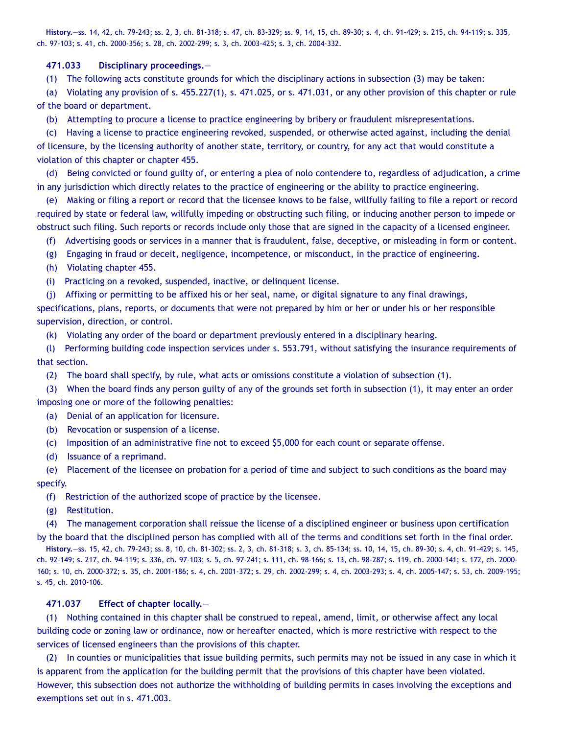**History.**—ss. 14, 42, ch. 79-243; ss. 2, 3, ch. 81-318; s. 47, ch. 83-329; ss. 9, 14, 15, ch. 89-30; s. 4, ch. 91-429; s. 215, ch. 94-119; s. 335, ch. 97-103; s. 41, ch. 2000-356; s. 28, ch. 2002-299; s. 3, ch. 2003-425; s. 3, ch. 2004-332.

**471.033 Disciplinary proceedings.**—

(1) The following acts constitute grounds for which the disciplinary actions in subsection (3) may be taken:

(a) Violating any provision of s. 455.227(1), s. 471.025, or s. 471.031, or any other provision of this chapter or rule of the board or department.

(b) Attempting to procure a license to practice engineering by bribery or fraudulent misrepresentations.

(c) Having a license to practice engineering revoked, suspended, or otherwise acted against, including the denial of licensure, by the licensing authority of another state, territory, or country, for any act that would constitute a violation of this chapter or chapter 455.

(d) Being convicted or found guilty of, or entering a plea of nolo contendere to, regardless of adjudication, a crime in any jurisdiction which directly relates to the practice of engineering or the ability to practice engineering.

(e) Making or filing a report or record that the licensee knows to be false, willfully failing to file a report or record required by state or federal law, willfully impeding or obstructing such filing, or inducing another person to impede or obstruct such filing. Such reports or records include only those that are signed in the capacity of a licensed engineer.

(f) Advertising goods or services in a manner that is fraudulent, false, deceptive, or misleading in form or content.

(g) Engaging in fraud or deceit, negligence, incompetence, or misconduct, in the practice of engineering.

(h) Violating chapter 455.

(i) Practicing on a revoked, suspended, inactive, or delinquent license.

(j) Affixing or permitting to be affixed his or her seal, name, or digital signature to any final drawings, specifications, plans, reports, or documents that were not prepared by him or her or under his or her responsible supervision, direction, or control.

(k) Violating any order of the board or department previously entered in a disciplinary hearing.

(l) Performing building code inspection services under s. 553.791, without satisfying the insurance requirements of that section.

(2) The board shall specify, by rule, what acts or omissions constitute a violation of subsection (1).

(3) When the board finds any person guilty of any of the grounds set forth in subsection (1), it may enter an order imposing one or more of the following penalties:

(a) Denial of an application for licensure.

(b) Revocation or suspension of a license.

(c) Imposition of an administrative fine not to exceed $5,000 for each count or separate offense.

(d) Issuance of a reprimand.

(e) Placement of the licensee on probation for a period of time and subject to such conditions as the board may specify.

(f) Restriction of the authorized scope of practice by the licensee.

(g) Restitution.

(4) The management corporation shall reissue the license of a disciplined engineer or business upon certification by the board that the disciplined person has complied with all of the terms and conditions set forth in the final order.

**History.**—ss. 15, 42, ch. 79-243; ss. 8, 10, ch. 81-302; ss. 2, 3, ch. 81-318; s. 3, ch. 85-134; ss. 10, 14, 15, ch. 89-30; s. 4, ch. 91-429; s. 145, ch. 92-149; s. 217, ch. 94-119; s. 336, ch. 97-103; s. 5, ch. 97-241; s. 111, ch. 98-166; s. 13, ch. 98-287; s. 119, ch. 2000-141; s. 172, ch. 2000-160; s. 10, ch. 2000-372; s. 35, ch. 2001-186; s. 4, ch. 2001-372; s. 29, ch. 2002-299; s. 4, ch. 2003-293; s. 4, ch. 2005-147; s. 53, ch. 2009-195; s. 45, ch. 2010-106.

**471.037 Effect of chapter locally.**—

(1) Nothing contained in this chapter shall be construed to repeal, amend, limit, or otherwise affect any local building code or zoning law or ordinance, now or hereafter enacted, which is more restrictive with respect to the services of licensed engineers than the provisions of this chapter.

(2) In counties or municipalities that issue building permits, such permits may not be issued in any case in which it is apparent from the application for the building permit that the provisions of this chapter have been violated. However, this subsection does not authorize the withholding of building permits in cases involving the exceptions and exemptions set out in s. 471.003.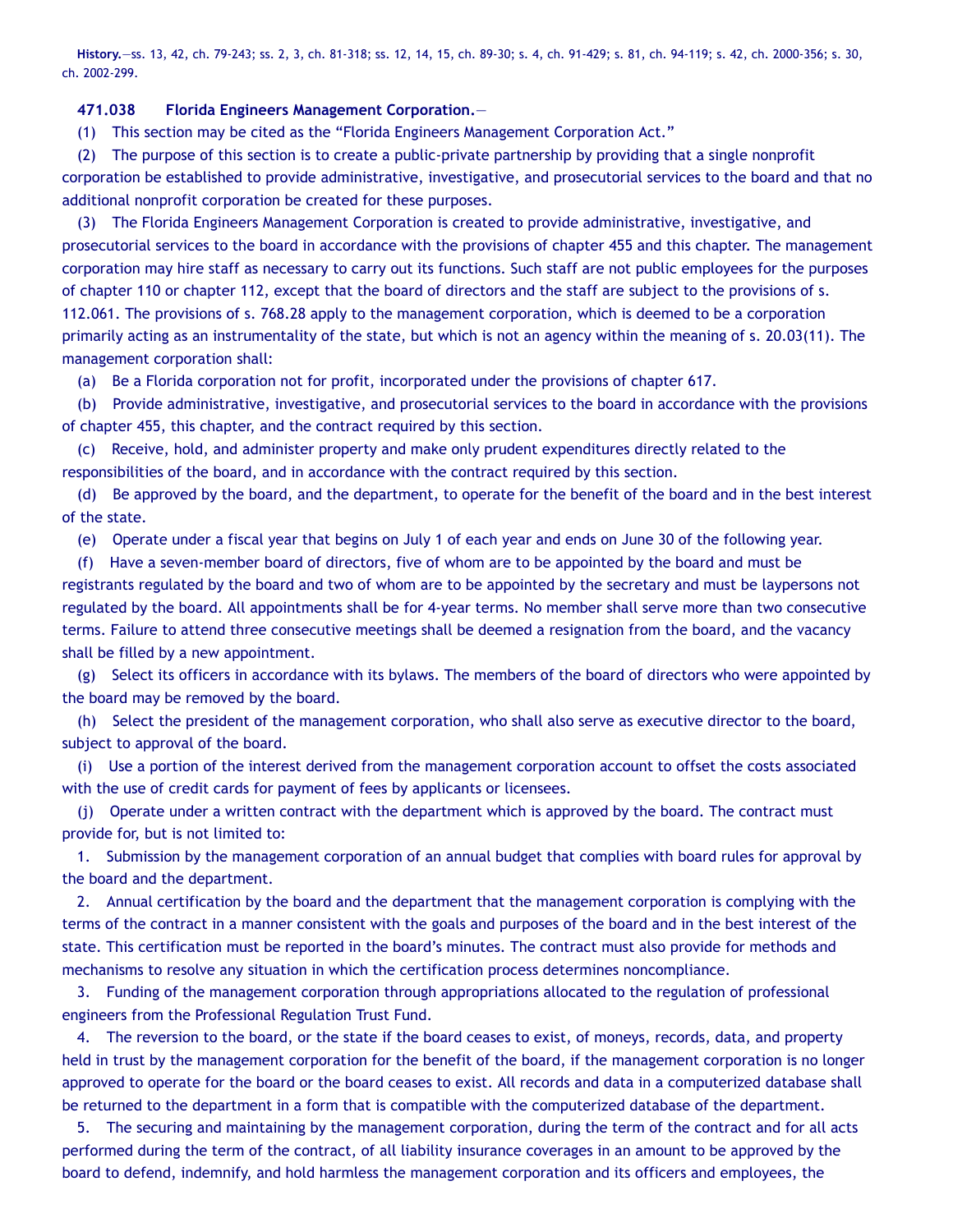**History.**—ss. 13, 42, ch. 79-243; ss. 2, 3, ch. 81-318; ss. 12, 14, 15, ch. 89-30; s. 4, ch. 91-429; s. 81, ch. 94-119; s. 42, ch. 2000-356; s. 30, ch. 2002-299.

**471.038 Florida Engineers Management Corporation.**—

(1) This section may be cited as the "Florida Engineers Management Corporation Act."

(2) The purpose of this section is to create a public-private partnership by providing that a single nonprofit corporation be established to provide administrative, investigative, and prosecutorial services to the board and that no additional nonprofit corporation be created for these purposes.

(3) The Florida Engineers Management Corporation is created to provide administrative, investigative, and prosecutorial services to the board in accordance with the provisions of chapter 455 and this chapter. The management corporation may hire staff as necessary to carry out its functions. Such staff are not public employees for the purposes of chapter 110 or chapter 112, except that the board of directors and the staff are subject to the provisions of s. 112.061. The provisions of s. 768.28 apply to the management corporation, which is deemed to be a corporation primarily acting as an instrumentality of the state, but which is not an agency within the meaning of s. 20.03(11). The management corporation shall:

(a) Be a Florida corporation not for profit, incorporated under the provisions of chapter 617.

(b) Provide administrative, investigative, and prosecutorial services to the board in accordance with the provisions of chapter 455, this chapter, and the contract required by this section.

(c) Receive, hold, and administer property and make only prudent expenditures directly related to the responsibilities of the board, and in accordance with the contract required by this section.

(d) Be approved by the board, and the department, to operate for the benefit of the board and in the best interest of the state.

(e) Operate under a fiscal year that begins on July 1 of each year and ends on June 30 of the following year.

(f) Have a seven-member board of directors, five of whom are to be appointed by the board and must be registrants regulated by the board and two of whom are to be appointed by the secretary and must be laypersons not regulated by the board. All appointments shall be for 4-year terms. No member shall serve more than two consecutive terms. Failure to attend three consecutive meetings shall be deemed a resignation from the board, and the vacancy shall be filled by a new appointment.

(g) Select its officers in accordance with its bylaws. The members of the board of directors who were appointed by the board may be removed by the board.

(h) Select the president of the management corporation, who shall also serve as executive director to the board, subject to approval of the board.

(i) Use a portion of the interest derived from the management corporation account to offset the costs associated with the use of credit cards for payment of fees by applicants or licensees.

(j) Operate under a written contract with the department which is approved by the board. The contract must provide for, but is not limited to:

1. Submission by the management corporation of an annual budget that complies with board rules for approval by the board and the department.

2. Annual certification by the board and the department that the management corporation is complying with the terms of the contract in a manner consistent with the goals and purposes of the board and in the best interest of the state. This certification must be reported in the board's minutes. The contract must also provide for methods and mechanisms to resolve any situation in which the certification process determines noncompliance.

3. Funding of the management corporation through appropriations allocated to the regulation of professional engineers from the Professional Regulation Trust Fund.

4. The reversion to the board, or the state if the board ceases to exist, of moneys, records, data, and property held in trust by the management corporation for the benefit of the board, if the management corporation is no longer approved to operate for the board or the board ceases to exist. All records and data in a computerized database shall be returned to the department in a form that is compatible with the computerized database of the department.

5. The securing and maintaining by the management corporation, during the term of the contract and for all acts performed during the term of the contract, of all liability insurance coverages in an amount to be approved by the board to defend, indemnify, and hold harmless the management corporation and its officers and employees, the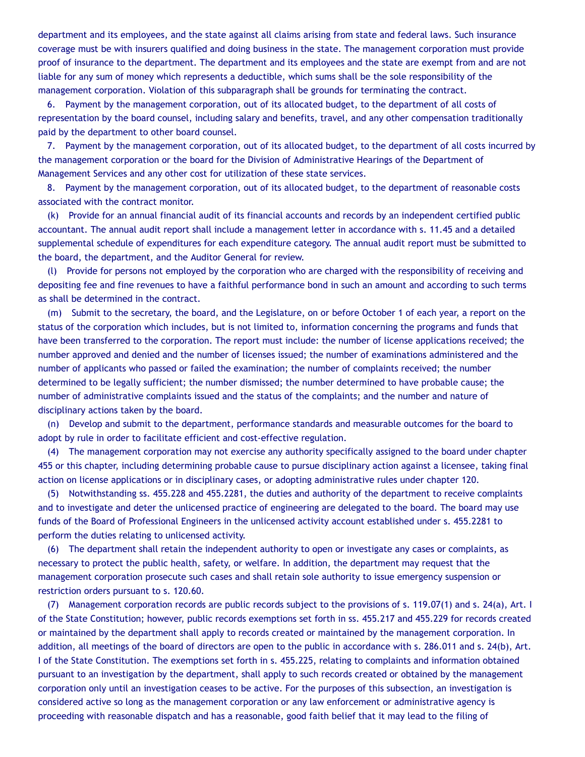department and its employees, and the state against all claims arising from state and federal laws. Such insurance coverage must be with insurers qualified and doing business in the state. The management corporation must provide proof of insurance to the department. The department and its employees and the state are exempt from and are not liable for any sum of money which represents a deductible, which sums shall be the sole responsibility of the management corporation. Violation of this subparagraph shall be grounds for terminating the contract.

6. Payment by the management corporation, out of its allocated budget, to the department of all costs of representation by the board counsel, including salary and benefits, travel, and any other compensation traditionally paid by the department to other board counsel.

7. Payment by the management corporation, out of its allocated budget, to the department of all costs incurred by the management corporation or the board for the Division of Administrative Hearings of the Department of Management Services and any other cost for utilization of these state services.

8. Payment by the management corporation, out of its allocated budget, to the department of reasonable costs associated with the contract monitor.

(k) Provide for an annual financial audit of its financial accounts and records by an independent certified public accountant. The annual audit report shall include a management letter in accordance with s. 11.45 and a detailed supplemental schedule of expenditures for each expenditure category. The annual audit report must be submitted to the board, the department, and the Auditor General for review.

(l) Provide for persons not employed by the corporation who are charged with the responsibility of receiving and depositing fee and fine revenues to have a faithful performance bond in such an amount and according to such terms as shall be determined in the contract.

(m) Submit to the secretary, the board, and the Legislature, on or before October 1 of each year, a report on the status of the corporation which includes, but is not limited to, information concerning the programs and funds that have been transferred to the corporation. The report must include: the number of license applications received; the number approved and denied and the number of licenses issued; the number of examinations administered and the number of applicants who passed or failed the examination; the number of complaints received; the number determined to be legally sufficient; the number dismissed; the number determined to have probable cause; the number of administrative complaints issued and the status of the complaints; and the number and nature of disciplinary actions taken by the board.

(n) Develop and submit to the department, performance standards and measurable outcomes for the board to adopt by rule in order to facilitate efficient and cost-effective regulation.

(4) The management corporation may not exercise any authority specifically assigned to the board under chapter 455 or this chapter, including determining probable cause to pursue disciplinary action against a licensee, taking final action on license applications or in disciplinary cases, or adopting administrative rules under chapter 120.

(5) Notwithstanding ss. 455.228 and 455.2281, the duties and authority of the department to receive complaints and to investigate and deter the unlicensed practice of engineering are delegated to the board. The board may use funds of the Board of Professional Engineers in the unlicensed activity account established under s. 455.2281 to perform the duties relating to unlicensed activity.

(6) The department shall retain the independent authority to open or investigate any cases or complaints, as necessary to protect the public health, safety, or welfare. In addition, the department may request that the management corporation prosecute such cases and shall retain sole authority to issue emergency suspension or restriction orders pursuant to s. 120.60.

(7) Management corporation records are public records subject to the provisions of s. 119.07(1) and s. 24(a), Art. I of the State Constitution; however, public records exemptions set forth in ss. 455.217 and 455.229 for records created or maintained by the department shall apply to records created or maintained by the management corporation. In addition, all meetings of the board of directors are open to the public in accordance with s. 286.011 and s. 24(b), Art. I of the State Constitution. The exemptions set forth in s. 455.225, relating to complaints and information obtained pursuant to an investigation by the department, shall apply to such records created or obtained by the management corporation only until an investigation ceases to be active. For the purposes of this subsection, an investigation is considered active so long as the management corporation or any law enforcement or administrative agency is proceeding with reasonable dispatch and has a reasonable, good faith belief that it may lead to the filing of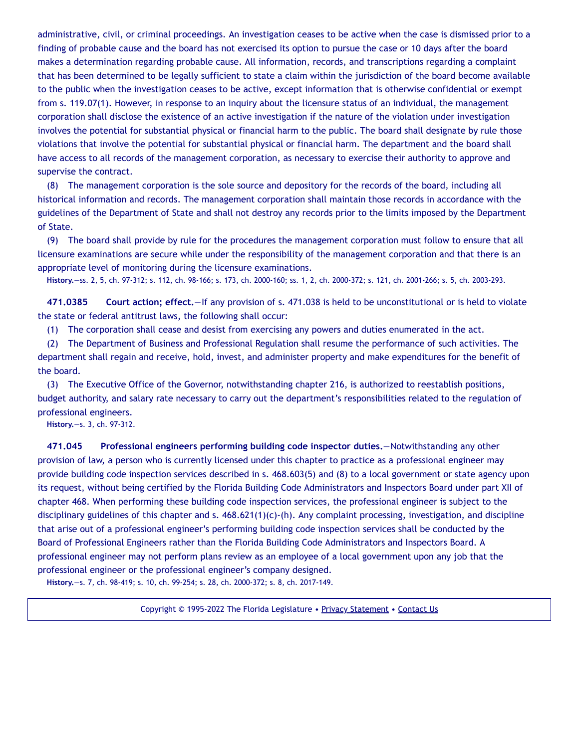administrative, civil, or criminal proceedings. An investigation ceases to be active when the case is dismissed prior to a finding of probable cause and the board has not exercised its option to pursue the case or 10 days after the board makes a determination regarding probable cause. All information, records, and transcriptions regarding a complaint that has been determined to be legally sufficient to state a claim within the jurisdiction of the board become available to the public when the investigation ceases to be active, except information that is otherwise confidential or exempt from s. 119.07(1). However, in response to an inquiry about the licensure status of an individual, the management corporation shall disclose the existence of an active investigation if the nature of the violation under investigation involves the potential for substantial physical or financial harm to the public. The board shall designate by rule those violations that involve the potential for substantial physical or financial harm. The department and the board shall have access to all records of the management corporation, as necessary to exercise their authority to approve and supervise the contract.

(8) The management corporation is the sole source and depository for the records of the board, including all historical information and records. The management corporation shall maintain those records in accordance with the guidelines of the Department of State and shall not destroy any records prior to the limits imposed by the Department of State.

(9) The board shall provide by rule for the procedures the management corporation must follow to ensure that all licensure examinations are secure while under the responsibility of the management corporation and that there is an appropriate level of monitoring during the licensure examinations.

**History.**—ss. 2, 5, ch. 97-312; s. 112, ch. 98-166; s. 173, ch. 2000-160; ss. 1, 2, ch. 2000-372; s. 121, ch. 2001-266; s. 5, ch. 2003-293.

**471.0385 Court action; effect.**—If any provision of s. 471.038 is held to be unconstitutional or is held to violate the state or federal antitrust laws, the following shall occur:

(1) The corporation shall cease and desist from exercising any powers and duties enumerated in the act.

(2) The Department of Business and Professional Regulation shall resume the performance of such activities. The department shall regain and receive, hold, invest, and administer property and make expenditures for the benefit of the board.

(3) The Executive Office of the Governor, notwithstanding chapter 216, is authorized to reestablish positions, budget authority, and salary rate necessary to carry out the department's responsibilities related to the regulation of professional engineers.

**History.**—s. 3, ch. 97-312.

**471.045 Professional engineers performing building code inspector duties.**—Notwithstanding any other provision of law, a person who is currently licensed under this chapter to practice as a professional engineer may provide building code inspection services described in s. 468.603(5) and (8) to a local government or state agency upon its request, without being certified by the Florida Building Code Administrators and Inspectors Board under part XII of chapter 468. When performing these building code inspection services, the professional engineer is subject to the disciplinary guidelines of this chapter and s. 468.621(1)(c)-(h). Any complaint processing, investigation, and discipline that arise out of a professional engineer's performing building code inspection services shall be conducted by the Board of Professional Engineers rather than the Florida Building Code Administrators and Inspectors Board. A professional engineer may not perform plans review as an employee of a local government upon any job that the professional engineer or the professional engineer's company designed.

**History.**—s. 7, ch. 98-419; s. 10, ch. 99-254; s. 28, ch. 2000-372; s. 8, ch. 2017-149.

Copyright © 1995-2022 The Florida Legislature • Privacy Statement • Contact Us